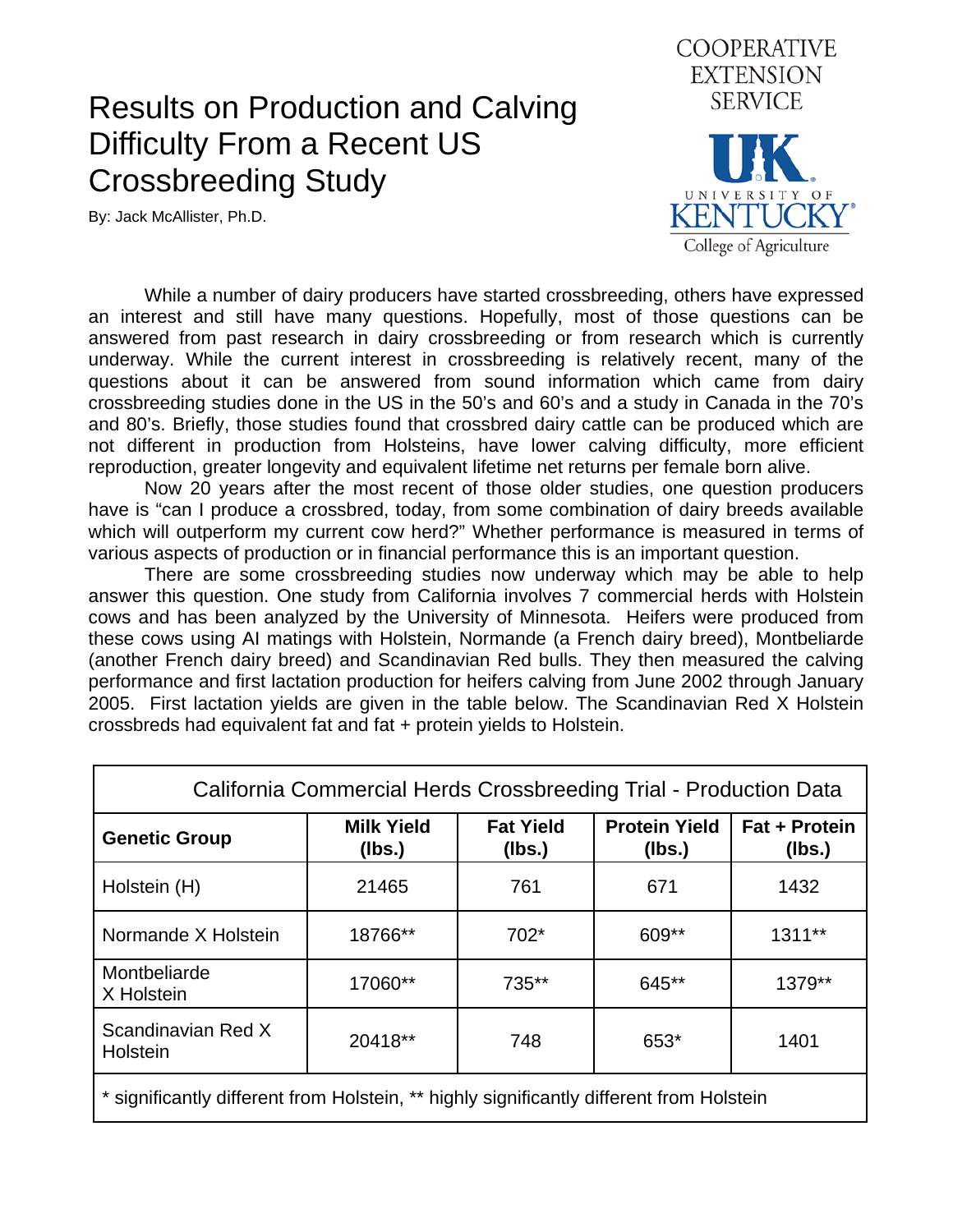# Results on Production and Calving Difficulty From a Recent US Crossbreeding Study

By: Jack McAllister, Ph.D.

COOPERATIVE EXTENSION SERVICE

UNIVERSITY OF KENTUCKY College of Agriculture

While a number of dairy producers have started crossbreeding, others have expressed an interest and still have many questions. Hopefully, most of those questions can be answered from past research in dairy crossbreeding or from research which is currently underway. While the current interest in crossbreeding is relatively recent, many of the questions about it can be answered from sound information which came from dairy crossbreeding studies done in the US in the 50's and 60's and a study in Canada in the 70's and 80's. Briefly, those studies found that crossbred dairy cattle can be produced which are not different in production from Holsteins, have lower calving difficulty, more efficient reproduction, greater longevity and equivalent lifetime net returns per female born alive.

Now 20 years after the most recent of those older studies, one question producers have is "can I produce a crossbred, today, from some combination of dairy breeds available which will outperform my current cow herd?" Whether performance is measured in terms of various aspects of production or in financial performance this is an important question.

There are some crossbreeding studies now underway which may be able to help answer this question. One study from California involves 7 commercial herds with Holstein cows and has been analyzed by the University of Minnesota. Heifers were produced from these cows using AI matings with Holstein, Normande (a French dairy breed), Montbeliarde (another French dairy breed) and Scandinavian Red bulls. They then measured the calving performance and first lactation production for heifers calving from June 2002 through January 2005. First lactation yields are given in the table below. The Scandinavian Red X Holstein crossbreds had equivalent fat and fat + protein yields to Holstein.

| California Commercial Herds Crossbreeding Trial - Production Data | | | | |
|---|---|---|---|---|
| **Genetic Group** | **Milk Yield (lbs.)** | **Fat Yield (lbs.)** | **Protein Yield (lbs.)** | **Fat + Protein (lbs.)** |
| Holstein (H) | 21465 | 761 | 671 | 1432 |
| Normande X Holstein | 18766** | 702* | 609** | 1311** |
| Montbeliarde X Holstein | 17060** | 735** | 645** | 1379** |
| Scandinavian Red X Holstein | 20418** | 748 | 653* | 1401 |

* significantly different from Holstein, ** highly significantly different from Holstein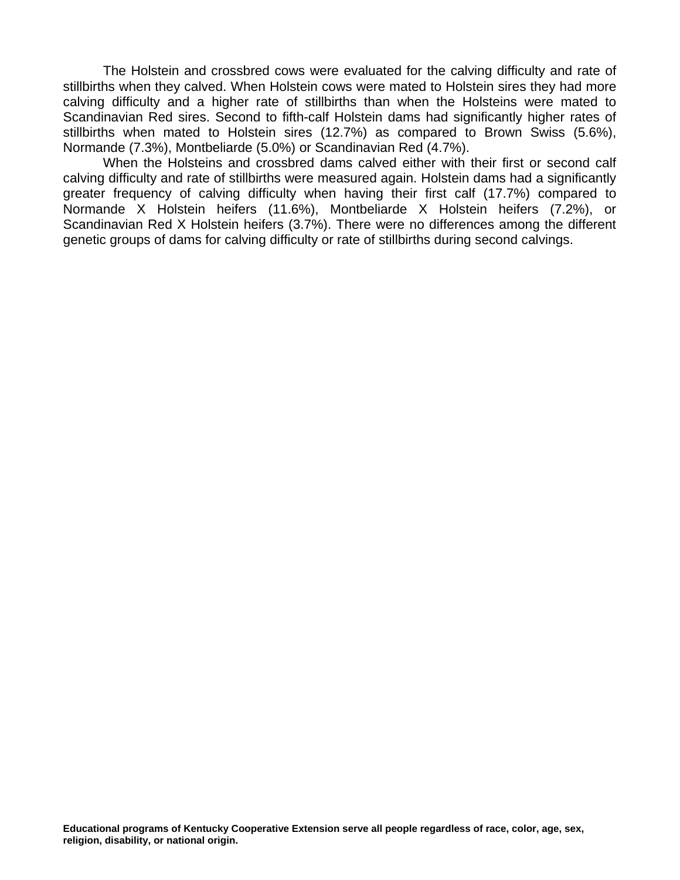The Holstein and crossbred cows were evaluated for the calving difficulty and rate of stillbirths when they calved. When Holstein cows were mated to Holstein sires they had more calving difficulty and a higher rate of stillbirths than when the Holsteins were mated to Scandinavian Red sires. Second to fifth-calf Holstein dams had significantly higher rates of stillbirths when mated to Holstein sires (12.7%) as compared to Brown Swiss (5.6%), Normande (7.3%), Montbeliarde (5.0%) or Scandinavian Red (4.7%).

When the Holsteins and crossbred dams calved either with their first or second calf calving difficulty and rate of stillbirths were measured again. Holstein dams had a significantly greater frequency of calving difficulty when having their first calf (17.7%) compared to Normande X Holstein heifers (11.6%), Montbeliarde X Holstein heifers (7.2%), or Scandinavian Red X Holstein heifers (3.7%). There were no differences among the different genetic groups of dams for calving difficulty or rate of stillbirths during second calvings.

**Educational programs of Kentucky Cooperative Extension serve all people regardless of race, color, age, sex, religion, disability, or national origin.**